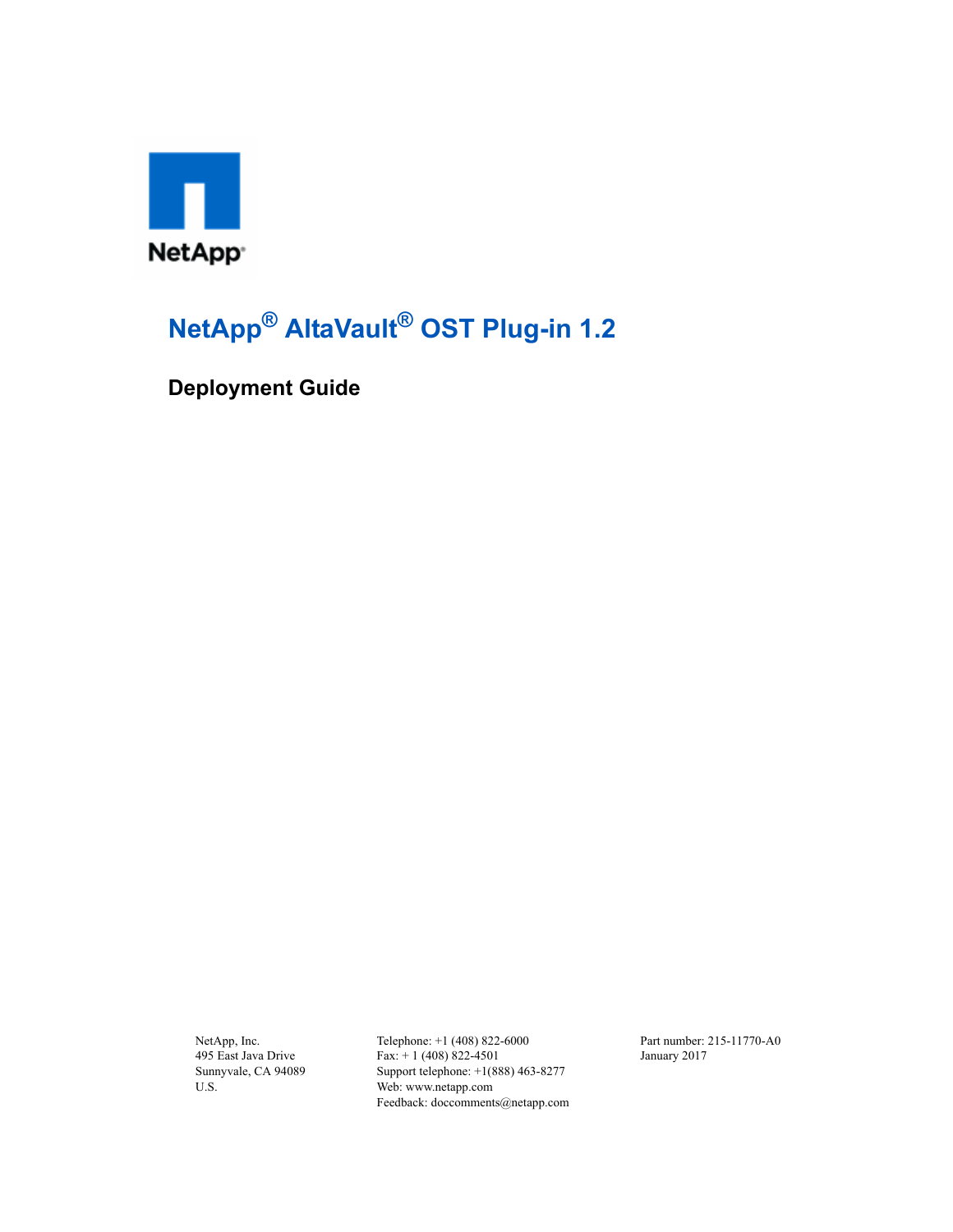NetApp

# NetApp® AltaVault® OST Plug-in 1.2

## Deployment Guide

NetApp, Inc.
495 East Java Drive
Sunnyvale, CA 94089
U.S.

Telephone: +1 (408) 822-6000
Fax: + 1 (408) 822-4501
Support telephone: +1(888) 463-8277
Web: www.netapp.com
Feedback: doccomments@netapp.com

Part number: 215-11770-A0
January 2017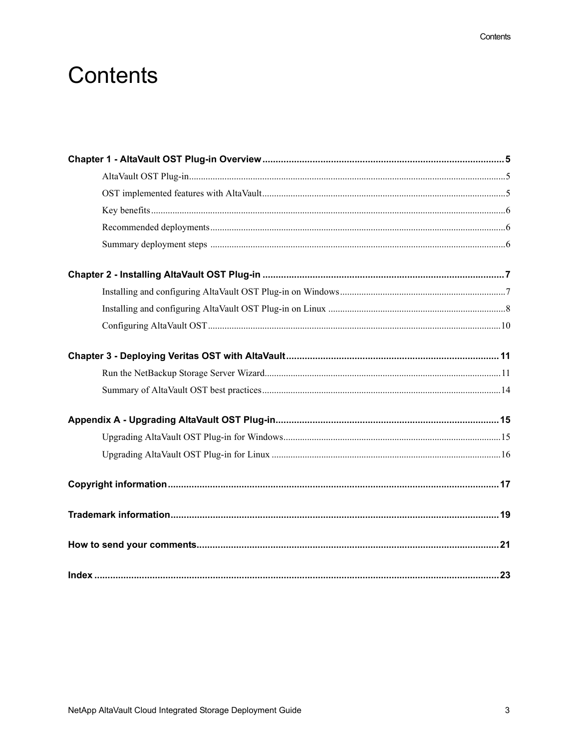# Contents

**Chapter 1 - AltaVault OST Plug-in Overview** .......... **5**

- AltaVault OST Plug-in .......... 5
- OST implemented features with AltaVault .......... 5
- Key benefits .......... 6
- Recommended deployments .......... 6
- Summary deployment steps .......... 6

**Chapter 2 - Installing AltaVault OST Plug-in** .......... **7**

- Installing and configuring AltaVault OST Plug-in on Windows .......... 7
- Installing and configuring AltaVault OST Plug-in on Linux .......... 8
- Configuring AltaVault OST .......... 10

**Chapter 3 - Deploying Veritas OST with AltaVault** .......... **11**

- Run the NetBackup Storage Server Wizard .......... 11
- Summary of AltaVault OST best practices .......... 14

**Appendix A - Upgrading AltaVault OST Plug-in** .......... **15**

- Upgrading AltaVault OST Plug-in for Windows .......... 15
- Upgrading AltaVault OST Plug-in for Linux .......... 16

**Copyright information** .......... **17**

**Trademark information** .......... **19**

**How to send your comments** .......... **21**

**Index** .......... **23**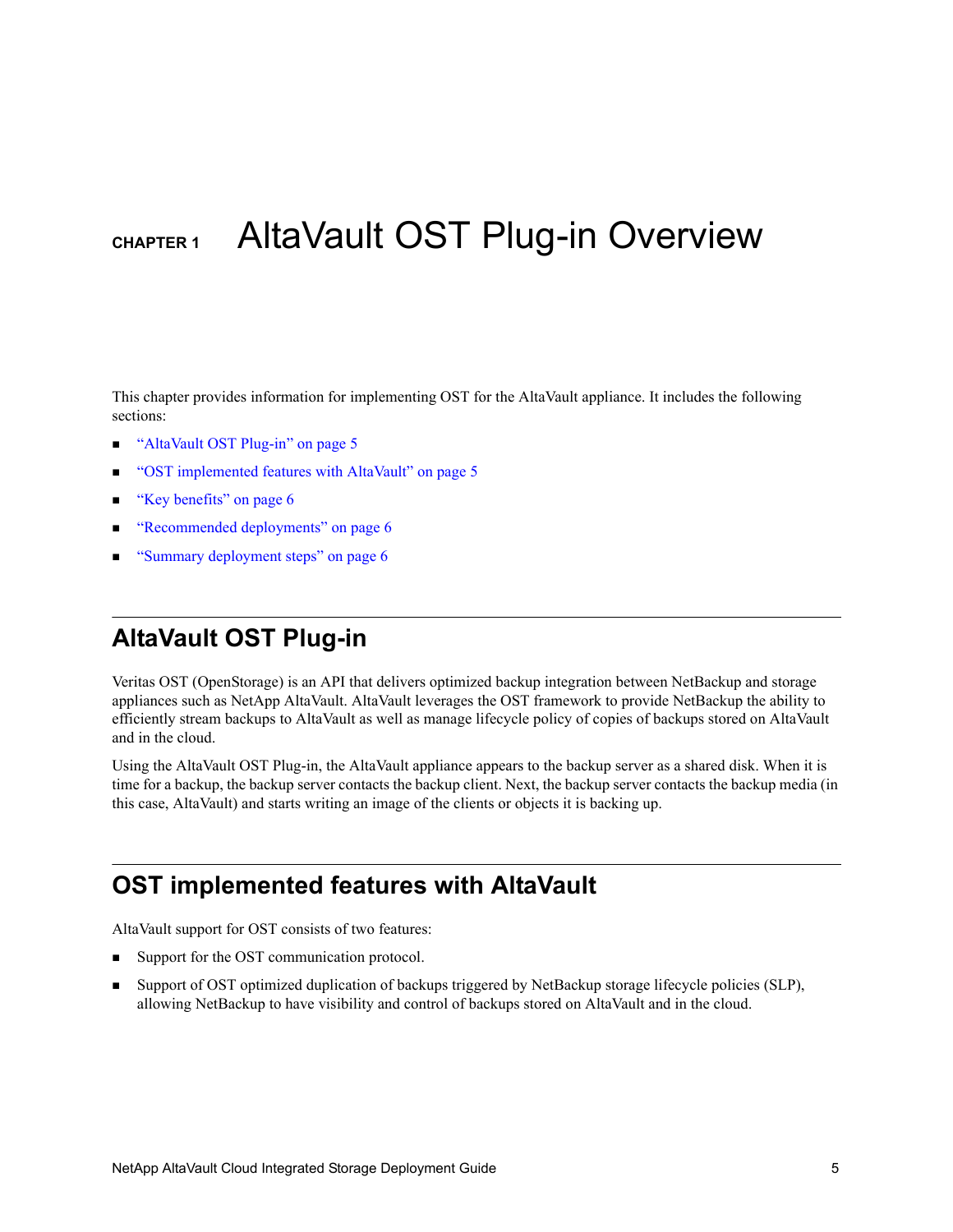# CHAPTER 1 AltaVault OST Plug-in Overview

This chapter provides information for implementing OST for the AltaVault appliance. It includes the following sections:

- "AltaVault OST Plug-in" on page 5
- "OST implemented features with AltaVault" on page 5
- "Key benefits" on page 6
- "Recommended deployments" on page 6
- "Summary deployment steps" on page 6

## AltaVault OST Plug-in

Veritas OST (OpenStorage) is an API that delivers optimized backup integration between NetBackup and storage appliances such as NetApp AltaVault. AltaVault leverages the OST framework to provide NetBackup the ability to efficiently stream backups to AltaVault as well as manage lifecycle policy of copies of backups stored on AltaVault and in the cloud.

Using the AltaVault OST Plug-in, the AltaVault appliance appears to the backup server as a shared disk. When it is time for a backup, the backup server contacts the backup client. Next, the backup server contacts the backup media (in this case, AltaVault) and starts writing an image of the clients or objects it is backing up.

## OST implemented features with AltaVault

AltaVault support for OST consists of two features:

- Support for the OST communication protocol.
- Support of OST optimized duplication of backups triggered by NetBackup storage lifecycle policies (SLP), allowing NetBackup to have visibility and control of backups stored on AltaVault and in the cloud.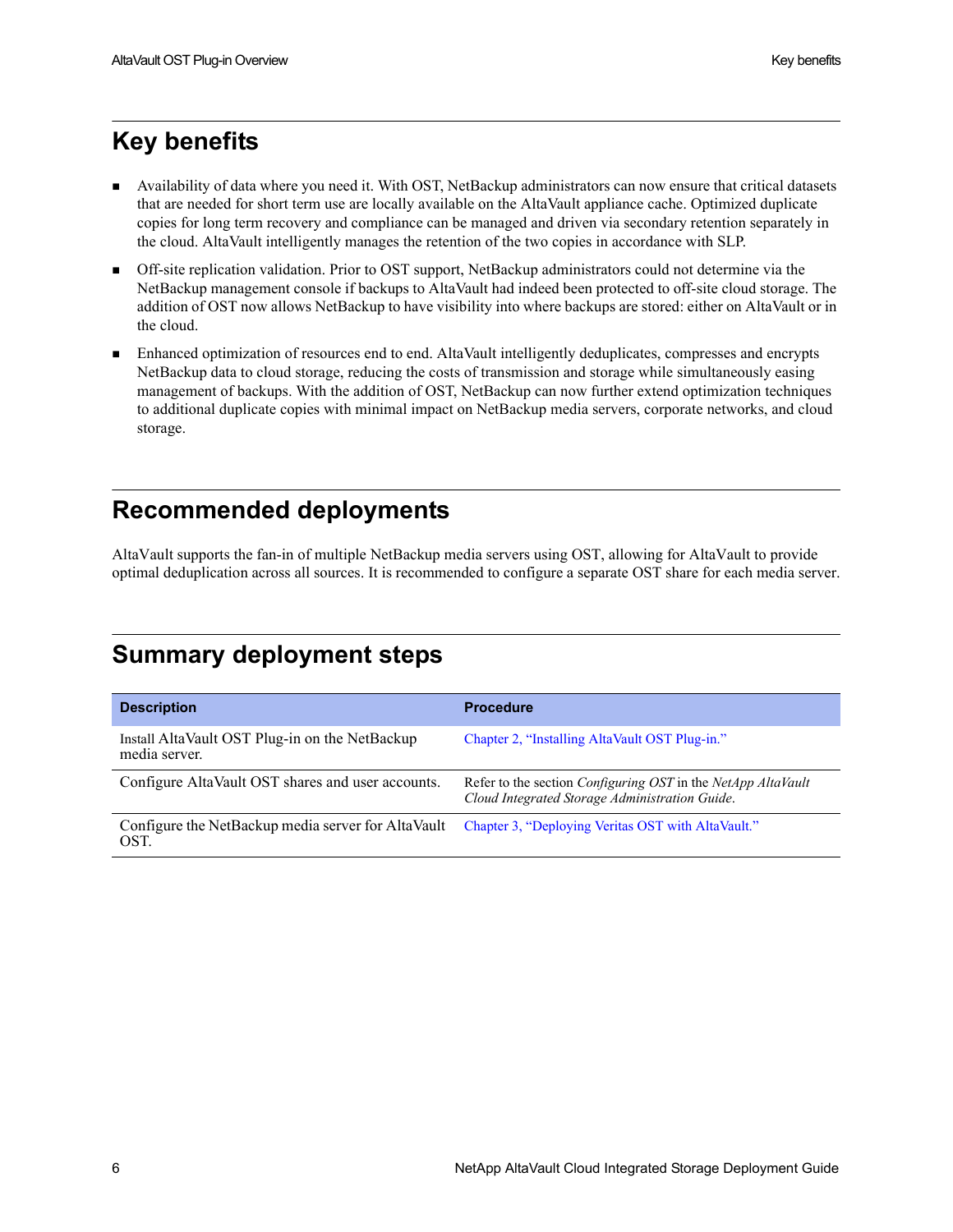## Key benefits

- Availability of data where you need it. With OST, NetBackup administrators can now ensure that critical datasets that are needed for short term use are locally available on the AltaVault appliance cache. Optimized duplicate copies for long term recovery and compliance can be managed and driven via secondary retention separately in the cloud. AltaVault intelligently manages the retention of the two copies in accordance with SLP.
- Off-site replication validation. Prior to OST support, NetBackup administrators could not determine via the NetBackup management console if backups to AltaVault had indeed been protected to off-site cloud storage. The addition of OST now allows NetBackup to have visibility into where backups are stored: either on AltaVault or in the cloud.
- Enhanced optimization of resources end to end. AltaVault intelligently deduplicates, compresses and encrypts NetBackup data to cloud storage, reducing the costs of transmission and storage while simultaneously easing management of backups. With the addition of OST, NetBackup can now further extend optimization techniques to additional duplicate copies with minimal impact on NetBackup media servers, corporate networks, and cloud storage.

## Recommended deployments

AltaVault supports the fan-in of multiple NetBackup media servers using OST, allowing for AltaVault to provide optimal deduplication across all sources. It is recommended to configure a separate OST share for each media server.

## Summary deployment steps

| Description | Procedure |
|---|---|
| Install AltaVault OST Plug-in on the NetBackup media server. | Chapter 2, "Installing AltaVault OST Plug-in." |
| Configure AltaVault OST shares and user accounts. | Refer to the section *Configuring OST* in the *NetApp AltaVault Cloud Integrated Storage Administration Guide*. |
| Configure the NetBackup media server for AltaVault OST. | Chapter 3, "Deploying Veritas OST with AltaVault." |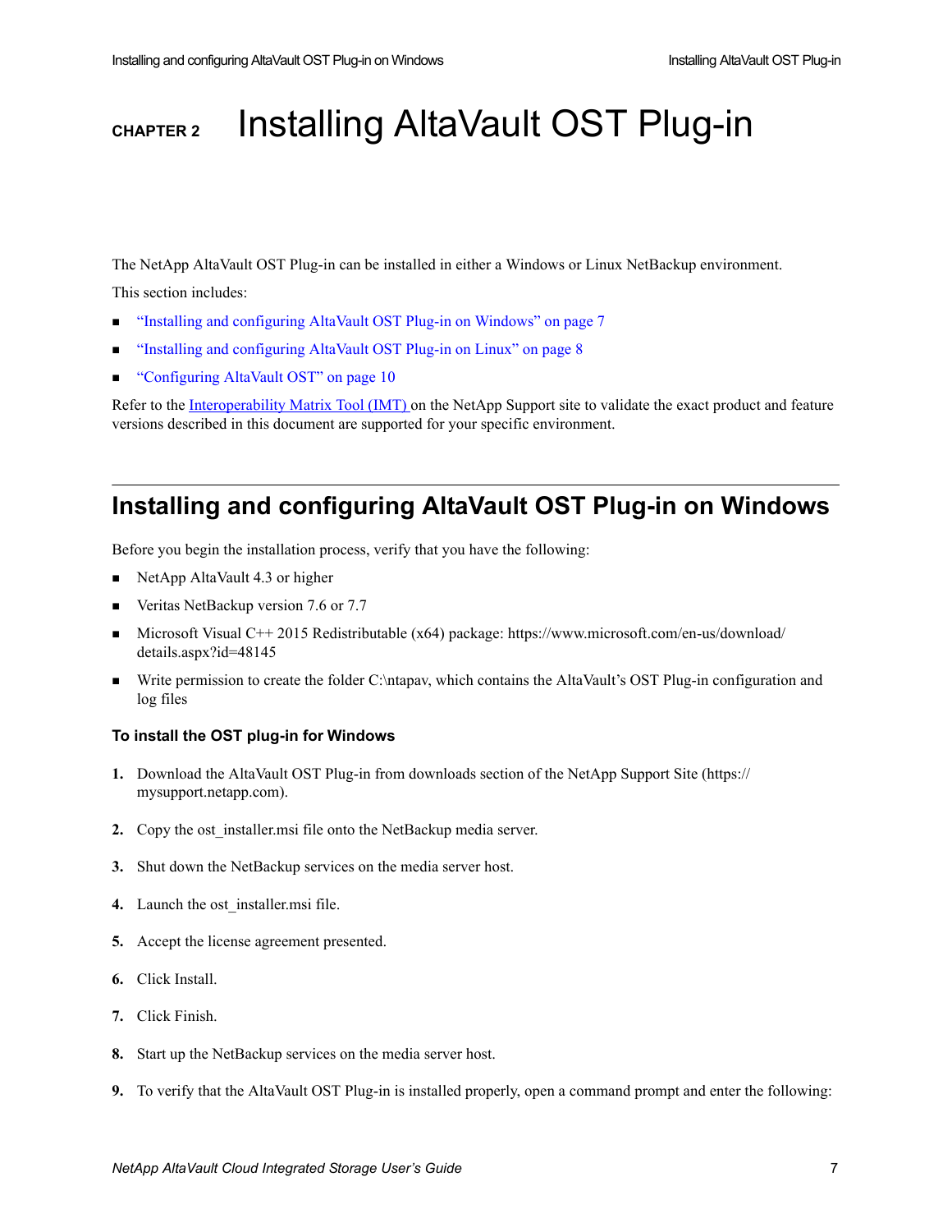# CHAPTER 2 Installing AltaVault OST Plug-in

The NetApp AltaVault OST Plug-in can be installed in either a Windows or Linux NetBackup environment.

This section includes:

- "Installing and configuring AltaVault OST Plug-in on Windows" on page 7
- "Installing and configuring AltaVault OST Plug-in on Linux" on page 8
- "Configuring AltaVault OST" on page 10

Refer to the Interoperability Matrix Tool (IMT) on the NetApp Support site to validate the exact product and feature versions described in this document are supported for your specific environment.

## Installing and configuring AltaVault OST Plug-in on Windows

Before you begin the installation process, verify that you have the following:

- NetApp AltaVault 4.3 or higher
- Veritas NetBackup version 7.6 or 7.7
- Microsoft Visual C++ 2015 Redistributable (x64) package: https://www.microsoft.com/en-us/download/details.aspx?id=48145
- Write permission to create the folder C:\ntapav, which contains the AltaVault's OST Plug-in configuration and log files

#### To install the OST plug-in for Windows

1. Download the AltaVault OST Plug-in from downloads section of the NetApp Support Site (https://mysupport.netapp.com).
2. Copy the ost_installer.msi file onto the NetBackup media server.
3. Shut down the NetBackup services on the media server host.
4. Launch the ost_installer.msi file.
5. Accept the license agreement presented.
6. Click Install.
7. Click Finish.
8. Start up the NetBackup services on the media server host.
9. To verify that the AltaVault OST Plug-in is installed properly, open a command prompt and enter the following: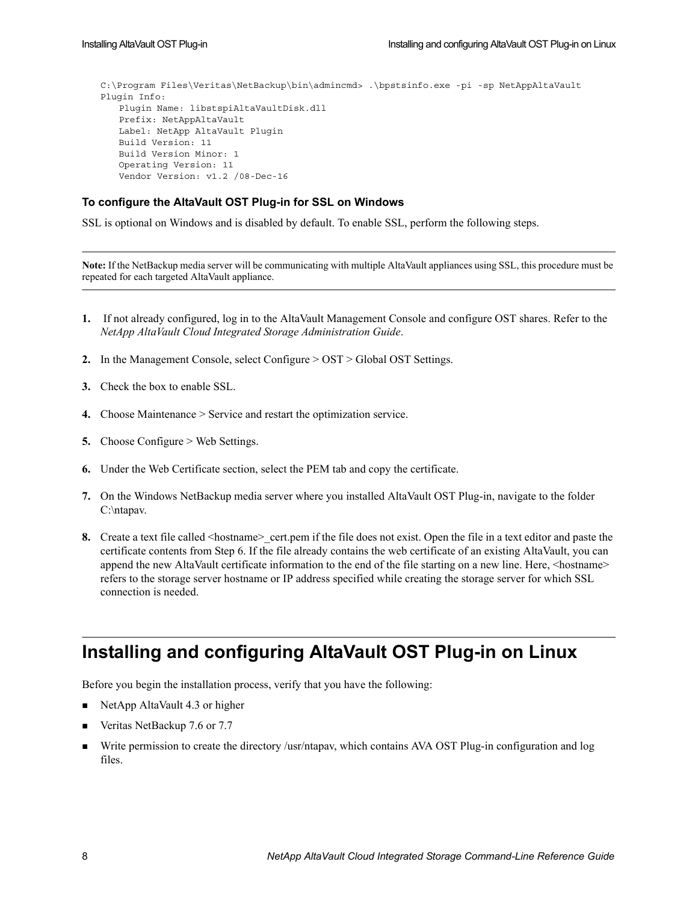```
C:\Program Files\Veritas\NetBackup\bin\admincmd> .\bpstsinfo.exe -pi -sp NetAppAltaVault
Plugin Info:
    Plugin Name: libstspiAltaVaultDisk.dll
    Prefix: NetAppAltaVault
    Label: NetApp AltaVault Plugin
    Build Version: 11
    Build Version Minor: 1
    Operating Version: 11
    Vendor Version: v1.2 /08-Dec-16
```

#### To configure the AltaVault OST Plug-in for SSL on Windows

SSL is optional on Windows and is disabled by default. To enable SSL, perform the following steps.

---

**Note:** If the NetBackup media server will be communicating with multiple AltaVault appliances using SSL, this procedure must be repeated for each targeted AltaVault appliance.

---

1. If not already configured, log in to the AltaVault Management Console and configure OST shares. Refer to the *NetApp AltaVault Cloud Integrated Storage Administration Guide*.
2. In the Management Console, select Configure > OST > Global OST Settings.
3. Check the box to enable SSL.
4. Choose Maintenance > Service and restart the optimization service.
5. Choose Configure > Web Settings.
6. Under the Web Certificate section, select the PEM tab and copy the certificate.
7. On the Windows NetBackup media server where you installed AltaVault OST Plug-in, navigate to the folder C:\ntapav.
8. Create a text file called <hostname>_cert.pem if the file does not exist. Open the file in a text editor and paste the certificate contents from Step 6. If the file already contains the web certificate of an existing AltaVault, you can append the new AltaVault certificate information to the end of the file starting on a new line. Here, <hostname> refers to the storage server hostname or IP address specified while creating the storage server for which SSL connection is needed.

## Installing and configuring AltaVault OST Plug-in on Linux

Before you begin the installation process, verify that you have the following:

- NetApp AltaVault 4.3 or higher
- Veritas NetBackup 7.6 or 7.7
- Write permission to create the directory /usr/ntapav, which contains AVA OST Plug-in configuration and log files.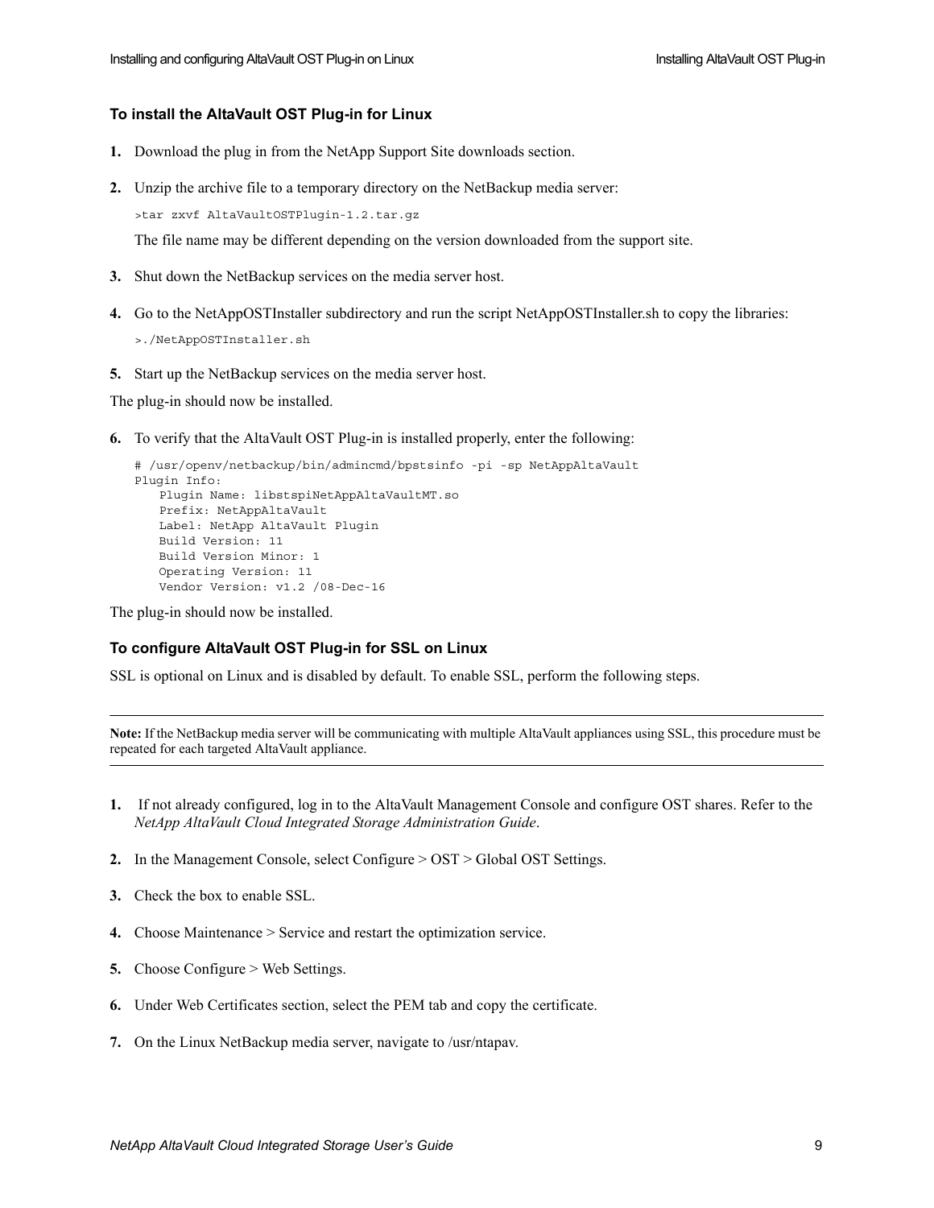### To install the AltaVault OST Plug-in for Linux

1. Download the plug in from the NetApp Support Site downloads section.
2. Unzip the archive file to a temporary directory on the NetBackup media server:

   ```
   >tar zxvf AltaVaultOSTPlugin-1.2.tar.gz
   ```

   The file name may be different depending on the version downloaded from the support site.
3. Shut down the NetBackup services on the media server host.
4. Go to the NetAppOSTInstaller subdirectory and run the script NetAppOSTInstaller.sh to copy the libraries:

   ```
   >./NetAppOSTInstaller.sh
   ```

5. Start up the NetBackup services on the media server host.

The plug-in should now be installed.

6. To verify that the AltaVault OST Plug-in is installed properly, enter the following:

   ```
   # /usr/openv/netbackup/bin/admincmd/bpstsinfo -pi -sp NetAppAltaVault
   Plugin Info:
       Plugin Name: libstspiNetAppAltaVaultMT.so
       Prefix: NetAppAltaVault
       Label: NetApp AltaVault Plugin
       Build Version: 11
       Build Version Minor: 1
       Operating Version: 11
       Vendor Version: v1.2 /08-Dec-16
   ```

The plug-in should now be installed.

### To configure AltaVault OST Plug-in for SSL on Linux

SSL is optional on Linux and is disabled by default. To enable SSL, perform the following steps.

---

**Note:** If the NetBackup media server will be communicating with multiple AltaVault appliances using SSL, this procedure must be repeated for each targeted AltaVault appliance.

---

1. If not already configured, log in to the AltaVault Management Console and configure OST shares. Refer to the *NetApp AltaVault Cloud Integrated Storage Administration Guide*.
2. In the Management Console, select Configure > OST > Global OST Settings.
3. Check the box to enable SSL.
4. Choose Maintenance > Service and restart the optimization service.
5. Choose Configure > Web Settings.
6. Under Web Certificates section, select the PEM tab and copy the certificate.
7. On the Linux NetBackup media server, navigate to /usr/ntapav.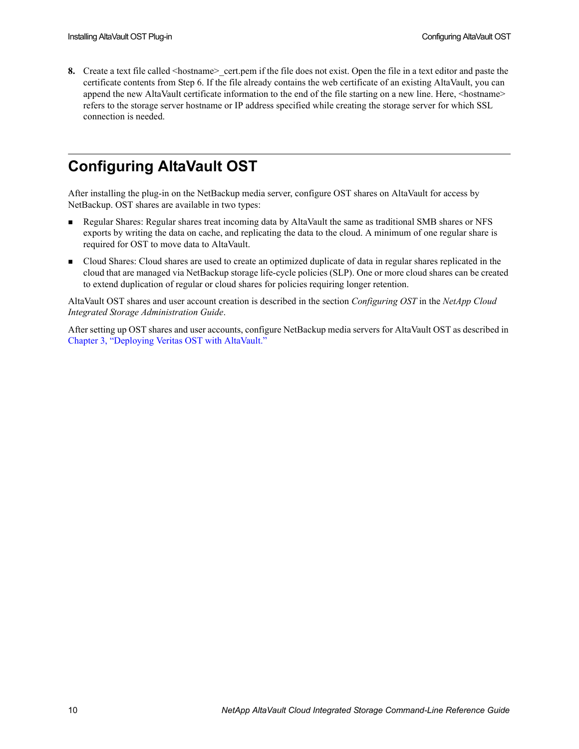8. Create a text file called <hostname>_cert.pem if the file does not exist. Open the file in a text editor and paste the certificate contents from Step 6. If the file already contains the web certificate of an existing AltaVault, you can append the new AltaVault certificate information to the end of the file starting on a new line. Here, <hostname> refers to the storage server hostname or IP address specified while creating the storage server for which SSL connection is needed.

# Configuring AltaVault OST

After installing the plug-in on the NetBackup media server, configure OST shares on AltaVault for access by NetBackup. OST shares are available in two types:

- Regular Shares: Regular shares treat incoming data by AltaVault the same as traditional SMB shares or NFS exports by writing the data on cache, and replicating the data to the cloud. A minimum of one regular share is required for OST to move data to AltaVault.
- Cloud Shares: Cloud shares are used to create an optimized duplicate of data in regular shares replicated in the cloud that are managed via NetBackup storage life-cycle policies (SLP). One or more cloud shares can be created to extend duplication of regular or cloud shares for policies requiring longer retention.

AltaVault OST shares and user account creation is described in the section *Configuring OST* in the *NetApp Cloud Integrated Storage Administration Guide*.

After setting up OST shares and user accounts, configure NetBackup media servers for AltaVault OST as described in Chapter 3, "Deploying Veritas OST with AltaVault."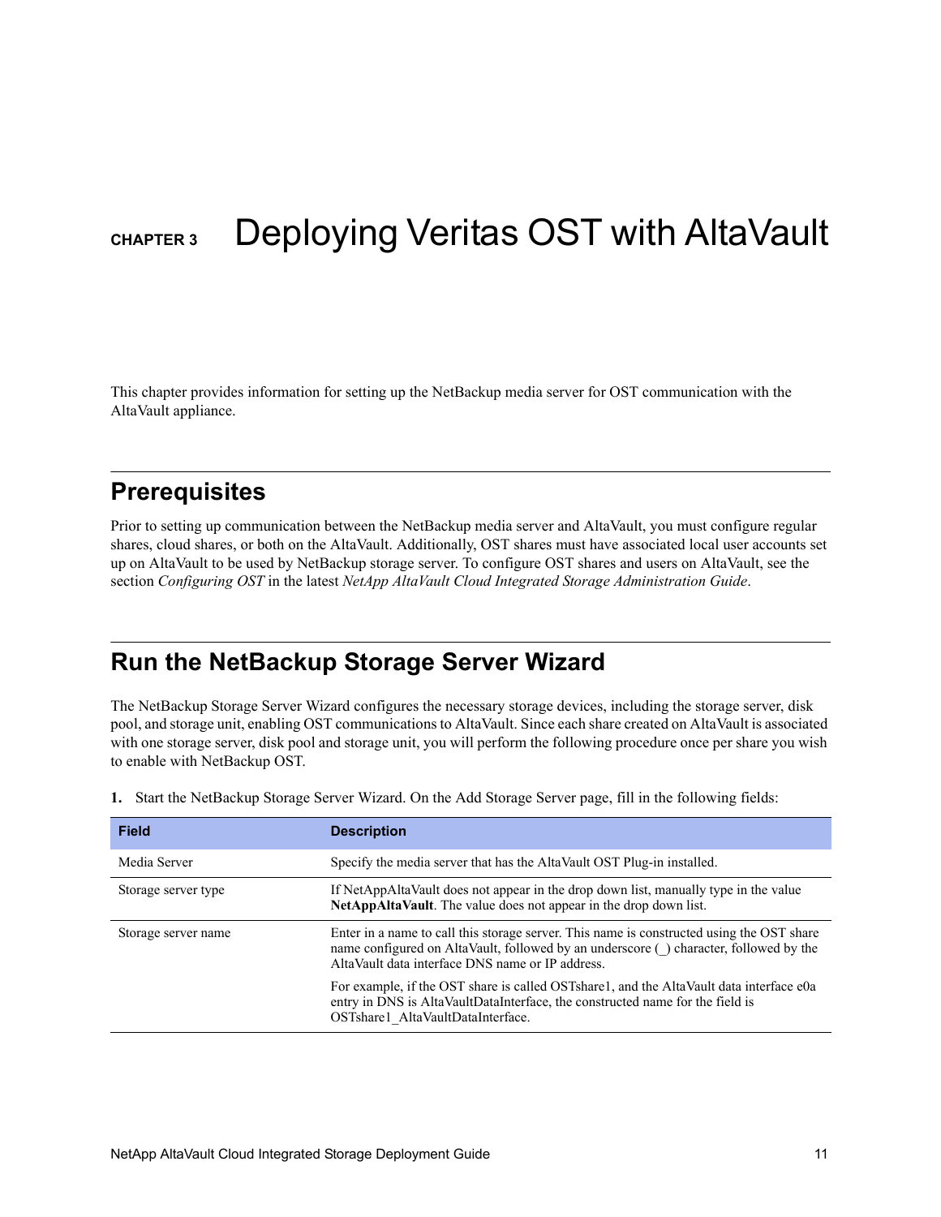CHAPTER 3

# Deploying Veritas OST with AltaVault

This chapter provides information for setting up the NetBackup media server for OST communication with the AltaVault appliance.

## Prerequisites

Prior to setting up communication between the NetBackup media server and AltaVault, you must configure regular shares, cloud shares, or both on the AltaVault. Additionally, OST shares must have associated local user accounts set up on AltaVault to be used by NetBackup storage server. To configure OST shares and users on AltaVault, see the section *Configuring OST* in the latest *NetApp AltaVault Cloud Integrated Storage Administration Guide*.

## Run the NetBackup Storage Server Wizard

The NetBackup Storage Server Wizard configures the necessary storage devices, including the storage server, disk pool, and storage unit, enabling OST communications to AltaVault. Since each share created on AltaVault is associated with one storage server, disk pool and storage unit, you will perform the following procedure once per share you wish to enable with NetBackup OST.

**1.** Start the NetBackup Storage Server Wizard. On the Add Storage Server page, fill in the following fields:

| Field | Description |
|---|---|
| Media Server | Specify the media server that has the AltaVault OST Plug-in installed. |
| Storage server type | If NetAppAltaVault does not appear in the drop down list, manually type in the value **NetAppAltaVault**. The value does not appear in the drop down list. |
| Storage server name | Enter in a name to call this storage server. This name is constructed using the OST share name configured on AltaVault, followed by an underscore (_) character, followed by the AltaVault data interface DNS name or IP address.<br><br>For example, if the OST share is called OSTshare1, and the AltaVault data interface e0a entry in DNS is AltaVaultDataInterface, the constructed name for the field is OSTshare1_AltaVaultDataInterface. |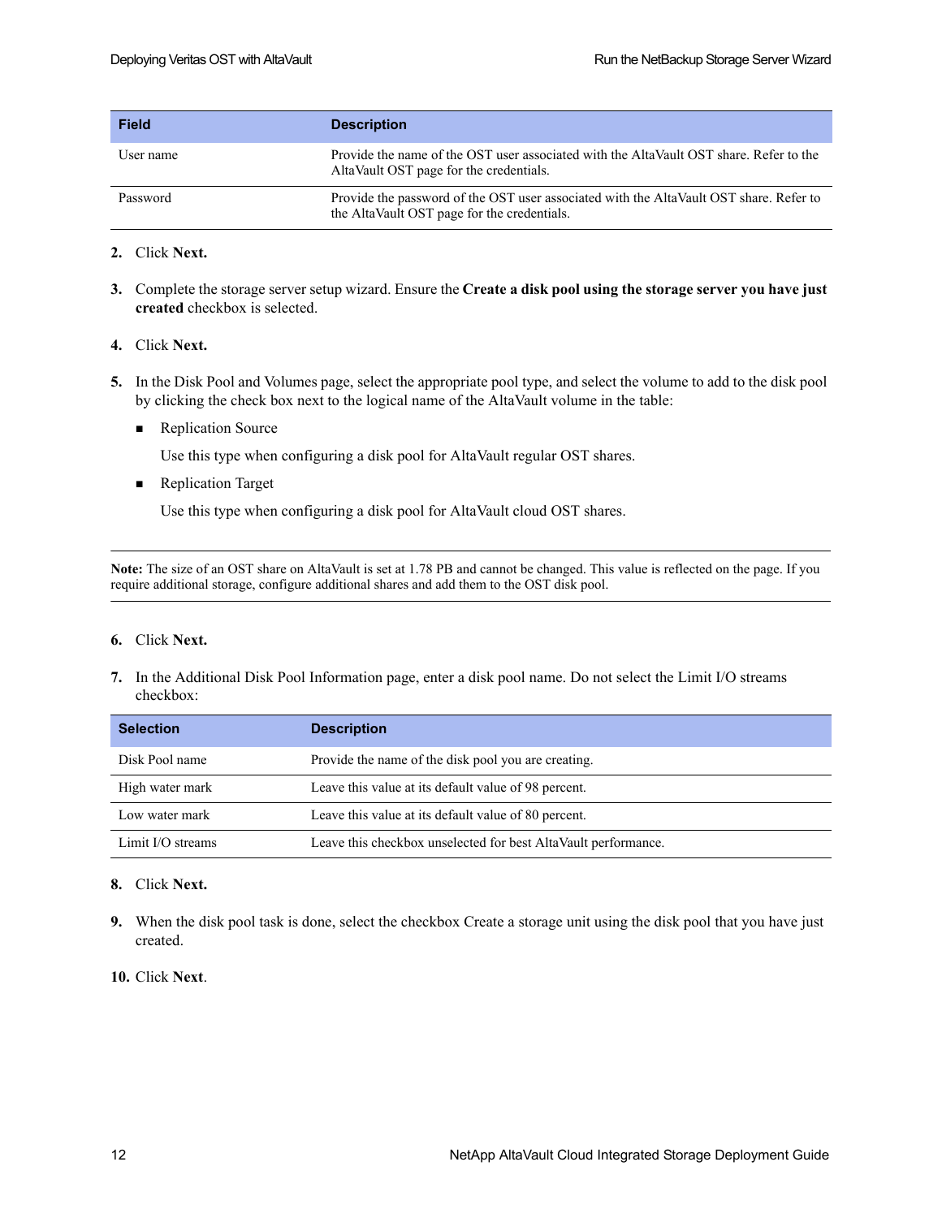| Field | Description |
| --- | --- |
| User name | Provide the name of the OST user associated with the AltaVault OST share. Refer to the AltaVault OST page for the credentials. |
| Password | Provide the password of the OST user associated with the AltaVault OST share. Refer to the AltaVault OST page for the credentials. |

2. Click **Next.**

3. Complete the storage server setup wizard. Ensure the **Create a disk pool using the storage server you have just created** checkbox is selected.

4. Click **Next.**

5. In the Disk Pool and Volumes page, select the appropriate pool type, and select the volume to add to the disk pool by clicking the check box next to the logical name of the AltaVault volume in the table:

   - Replication Source

     Use this type when configuring a disk pool for AltaVault regular OST shares.

   - Replication Target

     Use this type when configuring a disk pool for AltaVault cloud OST shares.

---

**Note:** The size of an OST share on AltaVault is set at 1.78 PB and cannot be changed. This value is reflected on the page. If you require additional storage, configure additional shares and add them to the OST disk pool.

---

6. Click **Next.**

7. In the Additional Disk Pool Information page, enter a disk pool name. Do not select the Limit I/O streams checkbox:

| Selection | Description |
| --- | --- |
| Disk Pool name | Provide the name of the disk pool you are creating. |
| High water mark | Leave this value at its default value of 98 percent. |
| Low water mark | Leave this value at its default value of 80 percent. |
| Limit I/O streams | Leave this checkbox unselected for best AltaVault performance. |

8. Click **Next.**

9. When the disk pool task is done, select the checkbox Create a storage unit using the disk pool that you have just created.

10. Click **Next**.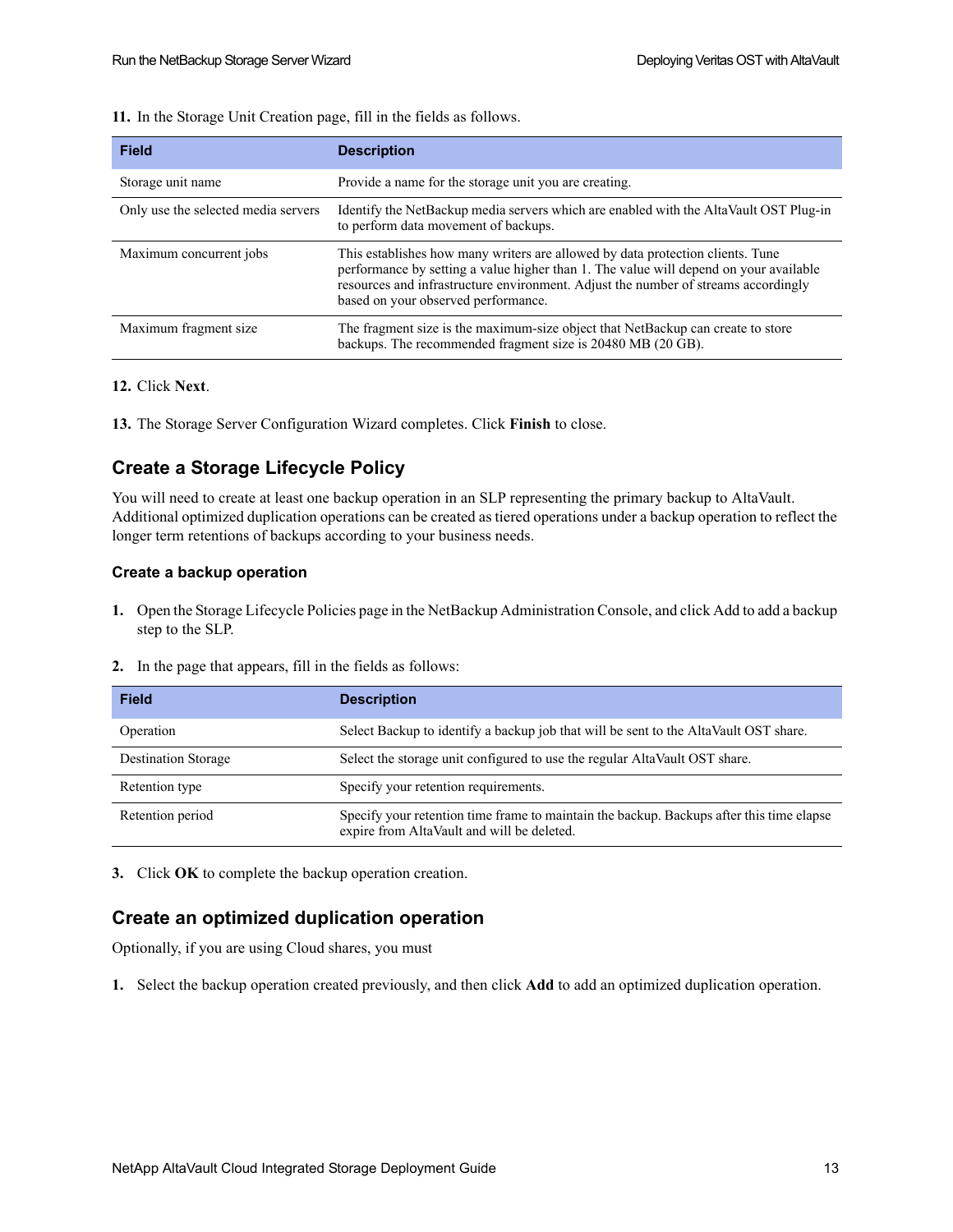11. In the Storage Unit Creation page, fill in the fields as follows.

| Field | Description |
|---|---|
| Storage unit name | Provide a name for the storage unit you are creating. |
| Only use the selected media servers | Identify the NetBackup media servers which are enabled with the AltaVault OST Plug-in to perform data movement of backups. |
| Maximum concurrent jobs | This establishes how many writers are allowed by data protection clients. Tune performance by setting a value higher than 1. The value will depend on your available resources and infrastructure environment. Adjust the number of streams accordingly based on your observed performance. |
| Maximum fragment size | The fragment size is the maximum-size object that NetBackup can create to store backups. The recommended fragment size is 20480 MB (20 GB). |

12. Click **Next**.

13. The Storage Server Configuration Wizard completes. Click **Finish** to close.

## Create a Storage Lifecycle Policy

You will need to create at least one backup operation in an SLP representing the primary backup to AltaVault. Additional optimized duplication operations can be created as tiered operations under a backup operation to reflect the longer term retentions of backups according to your business needs.

### Create a backup operation

1. Open the Storage Lifecycle Policies page in the NetBackup Administration Console, and click Add to add a backup step to the SLP.

2. In the page that appears, fill in the fields as follows:

| Field | Description |
|---|---|
| Operation | Select Backup to identify a backup job that will be sent to the AltaVault OST share. |
| Destination Storage | Select the storage unit configured to use the regular AltaVault OST share. |
| Retention type | Specify your retention requirements. |
| Retention period | Specify your retention time frame to maintain the backup. Backups after this time elapse expire from AltaVault and will be deleted. |

3. Click **OK** to complete the backup operation creation.

## Create an optimized duplication operation

Optionally, if you are using Cloud shares, you must

1. Select the backup operation created previously, and then click **Add** to add an optimized duplication operation.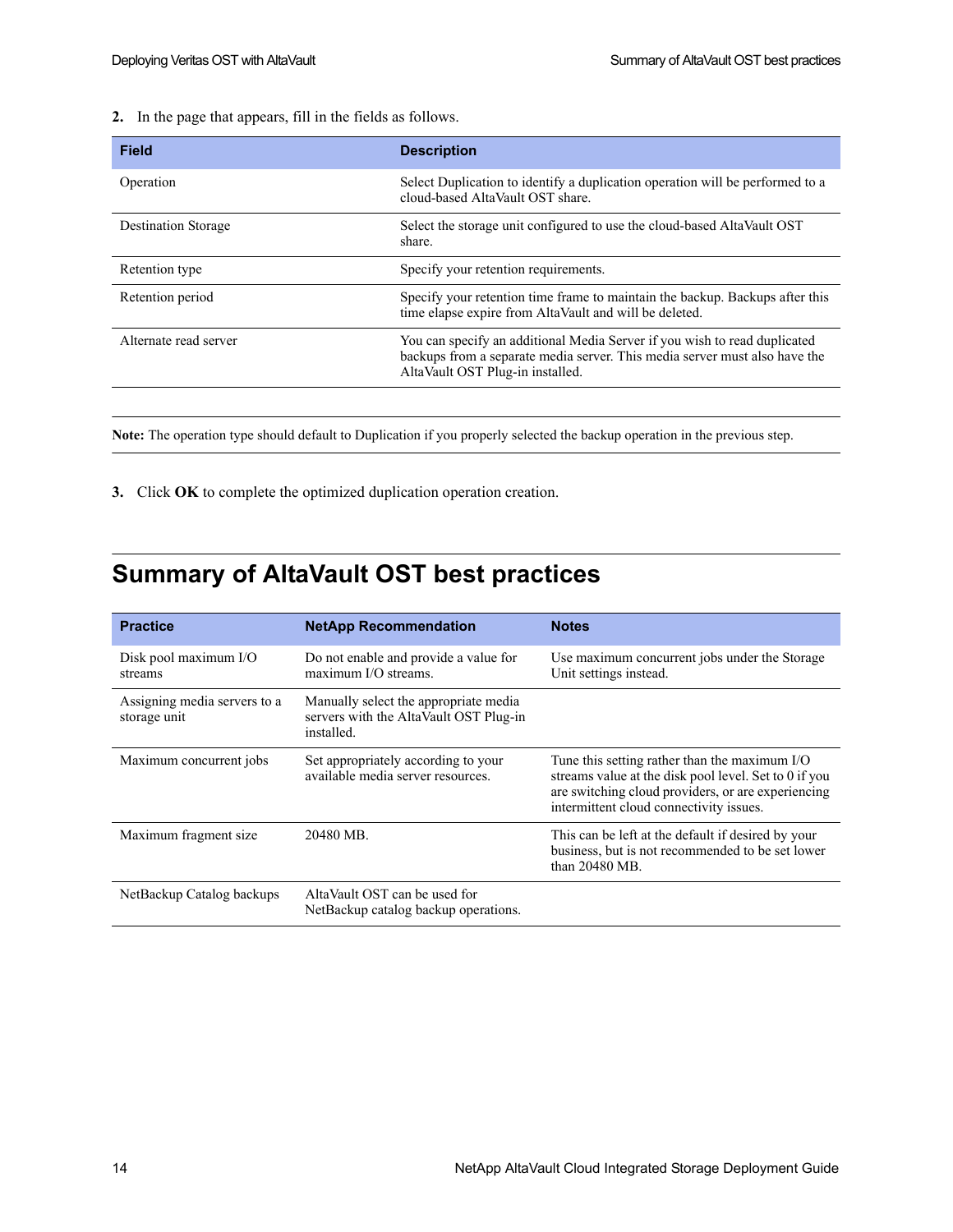2. In the page that appears, fill in the fields as follows.

| Field | Description |
| --- | --- |
| Operation | Select Duplication to identify a duplication operation will be performed to a cloud-based AltaVault OST share. |
| Destination Storage | Select the storage unit configured to use the cloud-based AltaVault OST share. |
| Retention type | Specify your retention requirements. |
| Retention period | Specify your retention time frame to maintain the backup. Backups after this time elapse expire from AltaVault and will be deleted. |
| Alternate read server | You can specify an additional Media Server if you wish to read duplicated backups from a separate media server. This media server must also have the AltaVault OST Plug-in installed. |

**Note:** The operation type should default to Duplication if you properly selected the backup operation in the previous step.

3. Click **OK** to complete the optimized duplication operation creation.

# Summary of AltaVault OST best practices

| Practice | NetApp Recommendation | Notes |
| --- | --- | --- |
| Disk pool maximum I/O streams | Do not enable and provide a value for maximum I/O streams. | Use maximum concurrent jobs under the Storage Unit settings instead. |
| Assigning media servers to a storage unit | Manually select the appropriate media servers with the AltaVault OST Plug-in installed. | |
| Maximum concurrent jobs | Set appropriately according to your available media server resources. | Tune this setting rather than the maximum I/O streams value at the disk pool level. Set to 0 if you are switching cloud providers, or are experiencing intermittent cloud connectivity issues. |
| Maximum fragment size | 20480 MB. | This can be left at the default if desired by your business, but is not recommended to be set lower than 20480 MB. |
| NetBackup Catalog backups | AltaVault OST can be used for NetBackup catalog backup operations. | |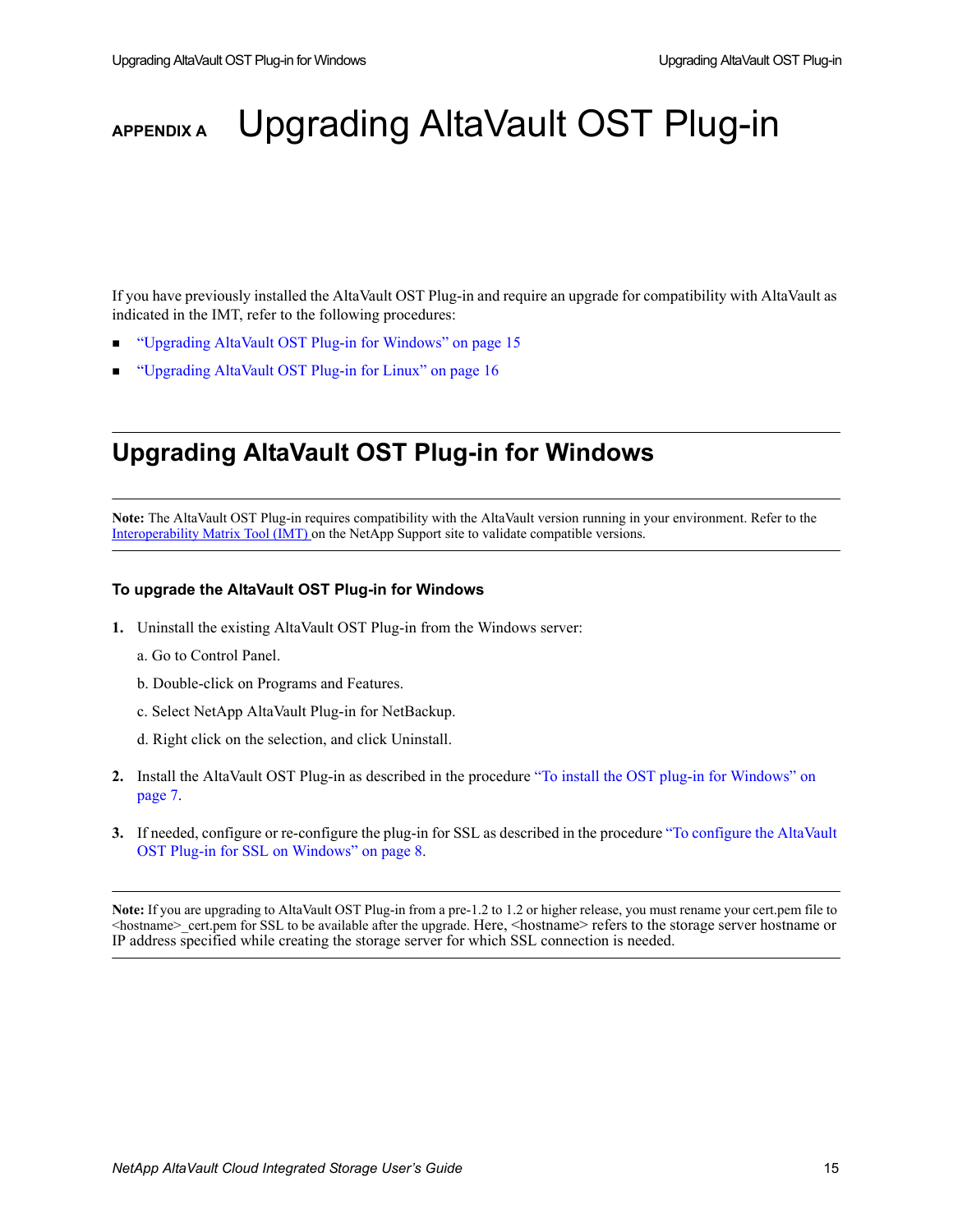# APPENDIX A Upgrading AltaVault OST Plug-in

If you have previously installed the AltaVault OST Plug-in and require an upgrade for compatibility with AltaVault as indicated in the IMT, refer to the following procedures:

- "Upgrading AltaVault OST Plug-in for Windows" on page 15
- "Upgrading AltaVault OST Plug-in for Linux" on page 16

## Upgrading AltaVault OST Plug-in for Windows

**Note:** The AltaVault OST Plug-in requires compatibility with the AltaVault version running in your environment. Refer to the Interoperability Matrix Tool (IMT) on the NetApp Support site to validate compatible versions.

### To upgrade the AltaVault OST Plug-in for Windows

1. Uninstall the existing AltaVault OST Plug-in from the Windows server:

   a. Go to Control Panel.

   b. Double-click on Programs and Features.

   c. Select NetApp AltaVault Plug-in for NetBackup.

   d. Right click on the selection, and click Uninstall.

2. Install the AltaVault OST Plug-in as described in the procedure "To install the OST plug-in for Windows" on page 7.

3. If needed, configure or re-configure the plug-in for SSL as described in the procedure "To configure the AltaVault OST Plug-in for SSL on Windows" on page 8.

**Note:** If you are upgrading to AltaVault OST Plug-in from a pre-1.2 to 1.2 or higher release, you must rename your cert.pem file to <hostname>_cert.pem for SSL to be available after the upgrade. Here, <hostname> refers to the storage server hostname or IP address specified while creating the storage server for which SSL connection is needed.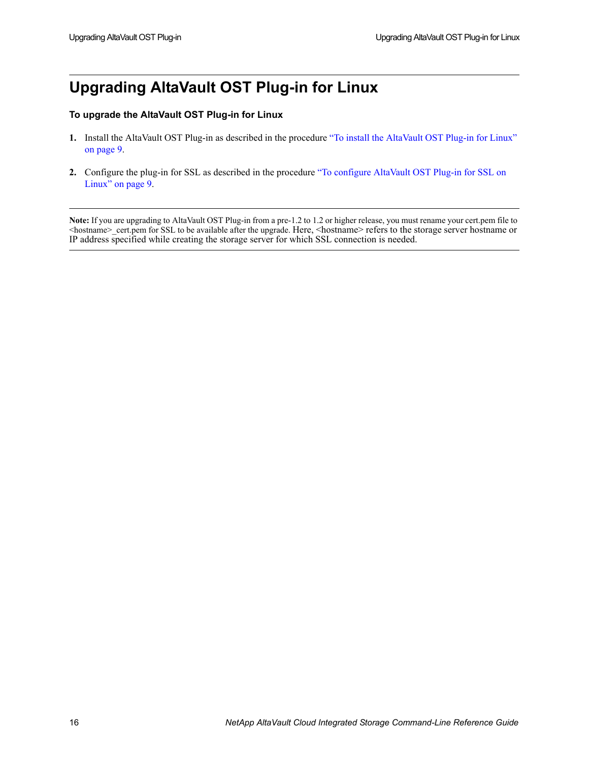# Upgrading AltaVault OST Plug-in for Linux

**To upgrade the AltaVault OST Plug-in for Linux**

1. Install the AltaVault OST Plug-in as described in the procedure "To install the AltaVault OST Plug-in for Linux" on page 9.

2. Configure the plug-in for SSL as described in the procedure "To configure AltaVault OST Plug-in for SSL on Linux" on page 9.

---

**Note:** If you are upgrading to AltaVault OST Plug-in from a pre-1.2 to 1.2 or higher release, you must rename your cert.pem file to <hostname>_cert.pem for SSL to be available after the upgrade. Here, <hostname> refers to the storage server hostname or IP address specified while creating the storage server for which SSL connection is needed.

---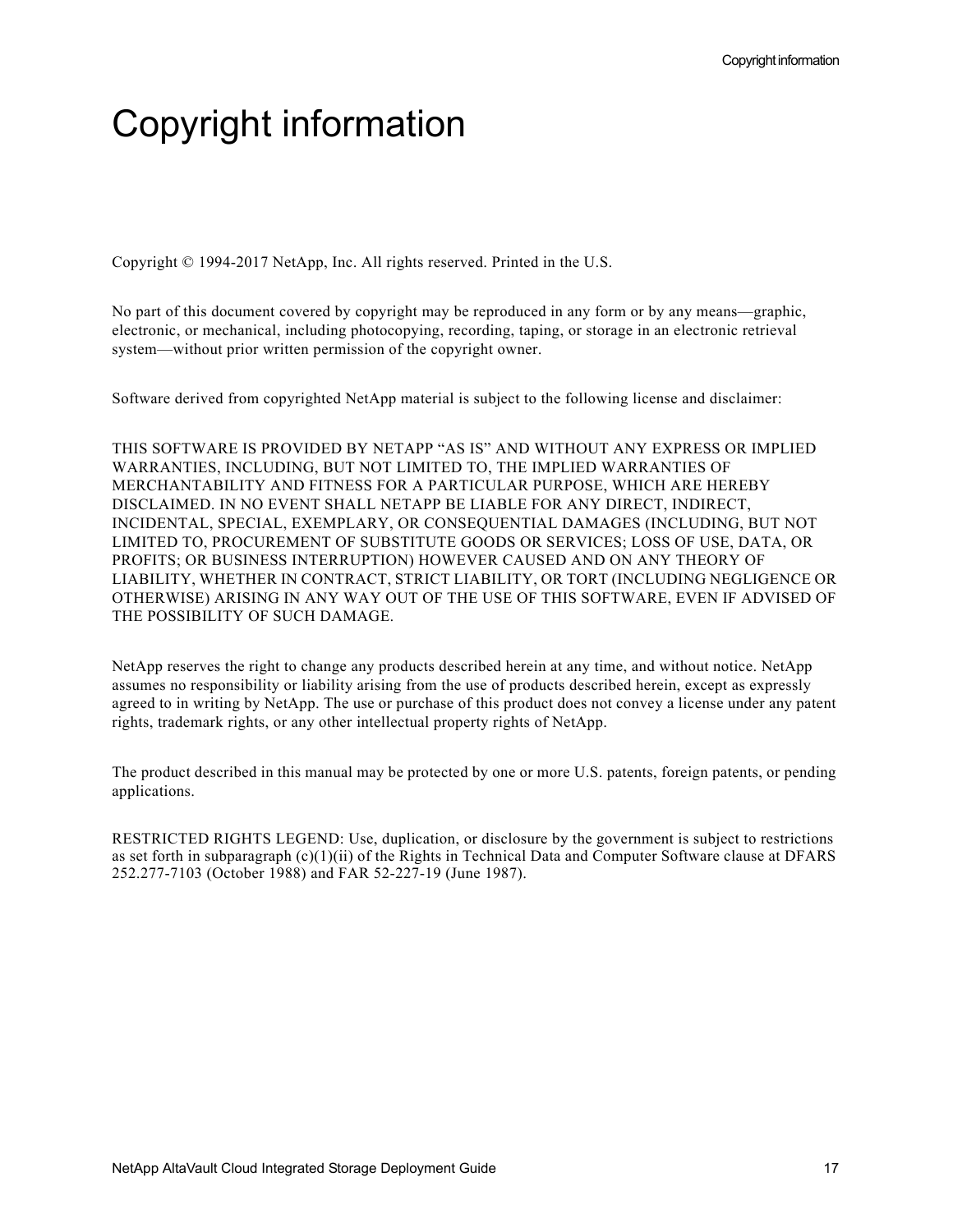# Copyright information

Copyright © 1994-2017 NetApp, Inc. All rights reserved. Printed in the U.S.

No part of this document covered by copyright may be reproduced in any form or by any means—graphic, electronic, or mechanical, including photocopying, recording, taping, or storage in an electronic retrieval system—without prior written permission of the copyright owner.

Software derived from copyrighted NetApp material is subject to the following license and disclaimer:

THIS SOFTWARE IS PROVIDED BY NETAPP "AS IS" AND WITHOUT ANY EXPRESS OR IMPLIED WARRANTIES, INCLUDING, BUT NOT LIMITED TO, THE IMPLIED WARRANTIES OF MERCHANTABILITY AND FITNESS FOR A PARTICULAR PURPOSE, WHICH ARE HEREBY DISCLAIMED. IN NO EVENT SHALL NETAPP BE LIABLE FOR ANY DIRECT, INDIRECT, INCIDENTAL, SPECIAL, EXEMPLARY, OR CONSEQUENTIAL DAMAGES (INCLUDING, BUT NOT LIMITED TO, PROCUREMENT OF SUBSTITUTE GOODS OR SERVICES; LOSS OF USE, DATA, OR PROFITS; OR BUSINESS INTERRUPTION) HOWEVER CAUSED AND ON ANY THEORY OF LIABILITY, WHETHER IN CONTRACT, STRICT LIABILITY, OR TORT (INCLUDING NEGLIGENCE OR OTHERWISE) ARISING IN ANY WAY OUT OF THE USE OF THIS SOFTWARE, EVEN IF ADVISED OF THE POSSIBILITY OF SUCH DAMAGE.

NetApp reserves the right to change any products described herein at any time, and without notice. NetApp assumes no responsibility or liability arising from the use of products described herein, except as expressly agreed to in writing by NetApp. The use or purchase of this product does not convey a license under any patent rights, trademark rights, or any other intellectual property rights of NetApp.

The product described in this manual may be protected by one or more U.S. patents, foreign patents, or pending applications.

RESTRICTED RIGHTS LEGEND: Use, duplication, or disclosure by the government is subject to restrictions as set forth in subparagraph (c)(1)(ii) of the Rights in Technical Data and Computer Software clause at DFARS 252.277-7103 (October 1988) and FAR 52-227-19 (June 1987).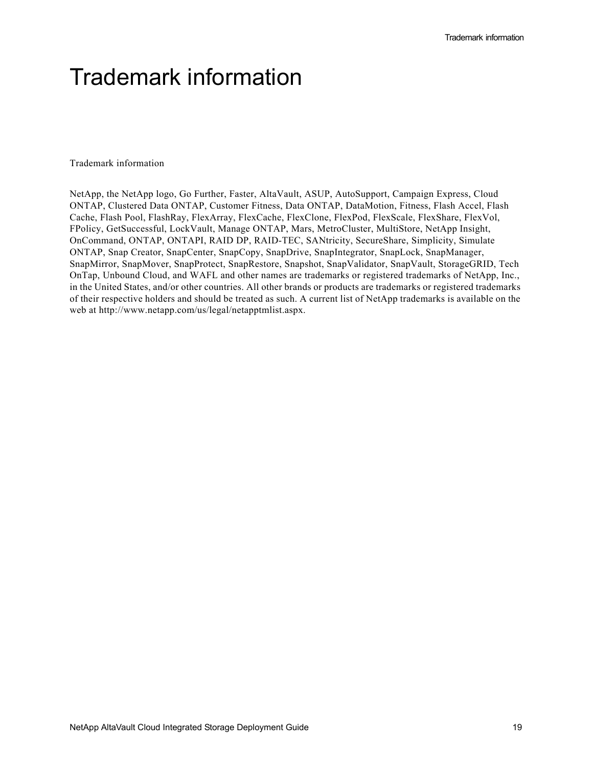# Trademark information

Trademark information

NetApp, the NetApp logo, Go Further, Faster, AltaVault, ASUP, AutoSupport, Campaign Express, Cloud ONTAP, Clustered Data ONTAP, Customer Fitness, Data ONTAP, DataMotion, Fitness, Flash Accel, Flash Cache, Flash Pool, FlashRay, FlexArray, FlexCache, FlexClone, FlexPod, FlexScale, FlexShare, FlexVol, FPolicy, GetSuccessful, LockVault, Manage ONTAP, Mars, MetroCluster, MultiStore, NetApp Insight, OnCommand, ONTAP, ONTAPI, RAID DP, RAID-TEC, SANtricity, SecureShare, Simplicity, Simulate ONTAP, Snap Creator, SnapCenter, SnapCopy, SnapDrive, SnapIntegrator, SnapLock, SnapManager, SnapMirror, SnapMover, SnapProtect, SnapRestore, Snapshot, SnapValidator, SnapVault, StorageGRID, Tech OnTap, Unbound Cloud, and WAFL and other names are trademarks or registered trademarks of NetApp, Inc., in the United States, and/or other countries. All other brands or products are trademarks or registered trademarks of their respective holders and should be treated as such. A current list of NetApp trademarks is available on the web at http://www.netapp.com/us/legal/netapptmlist.aspx.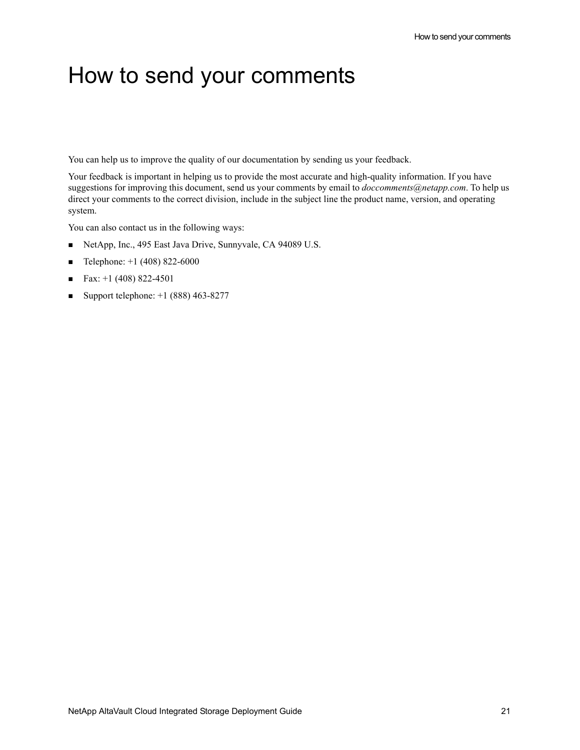# How to send your comments

You can help us to improve the quality of our documentation by sending us your feedback.

Your feedback is important in helping us to provide the most accurate and high-quality information. If you have suggestions for improving this document, send us your comments by email to *doccomments@netapp.com*. To help us direct your comments to the correct division, include in the subject line the product name, version, and operating system.

You can also contact us in the following ways:

- NetApp, Inc., 495 East Java Drive, Sunnyvale, CA 94089 U.S.
- Telephone: +1 (408) 822-6000
- Fax: +1 (408) 822-4501
- Support telephone: +1 (888) 463-8277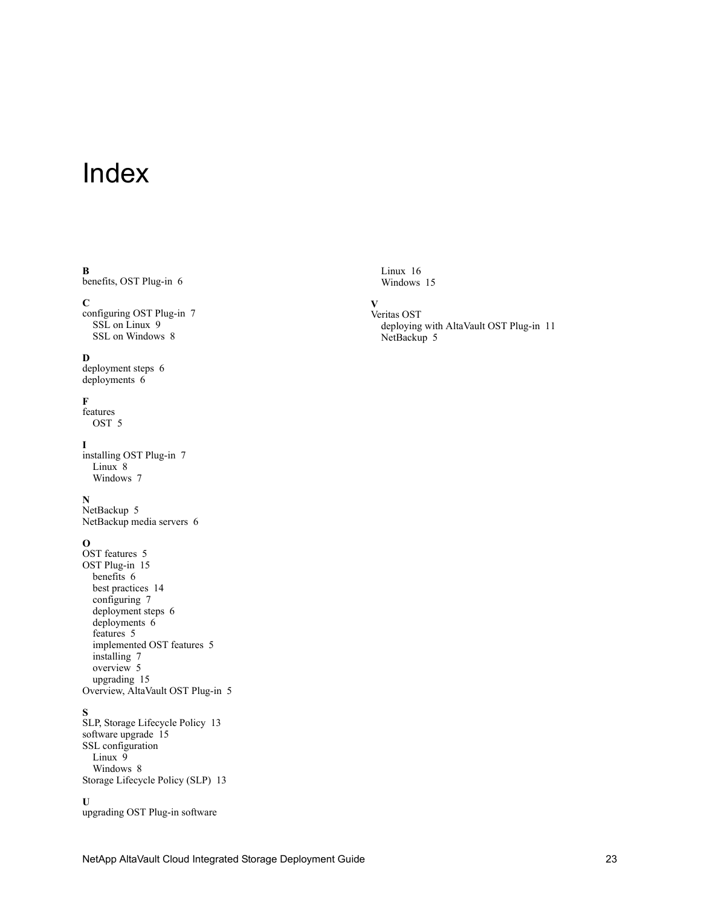# Index

**B**
benefits, OST Plug-in 6

**C**
configuring OST Plug-in 7
- SSL on Linux 9
- SSL on Windows 8

**D**
deployment steps 6
deployments 6

**F**
features
- OST 5

**I**
installing OST Plug-in 7
- Linux 8
- Windows 7

**N**
NetBackup 5
NetBackup media servers 6

**O**
OST features 5
OST Plug-in 15
- benefits 6
- best practices 14
- configuring 7
- deployment steps 6
- deployments 6
- features 5
- implemented OST features 5
- installing 7
- overview 5
- upgrading 15

Overview, AltaVault OST Plug-in 5

**S**
SLP, Storage Lifecycle Policy 13
software upgrade 15
SSL configuration
- Linux 9
- Windows 8

Storage Lifecycle Policy (SLP) 13

**U**
upgrading OST Plug-in software
- Linux 16
- Windows 15

**V**
Veritas OST
- deploying with AltaVault OST Plug-in 11
- NetBackup 5